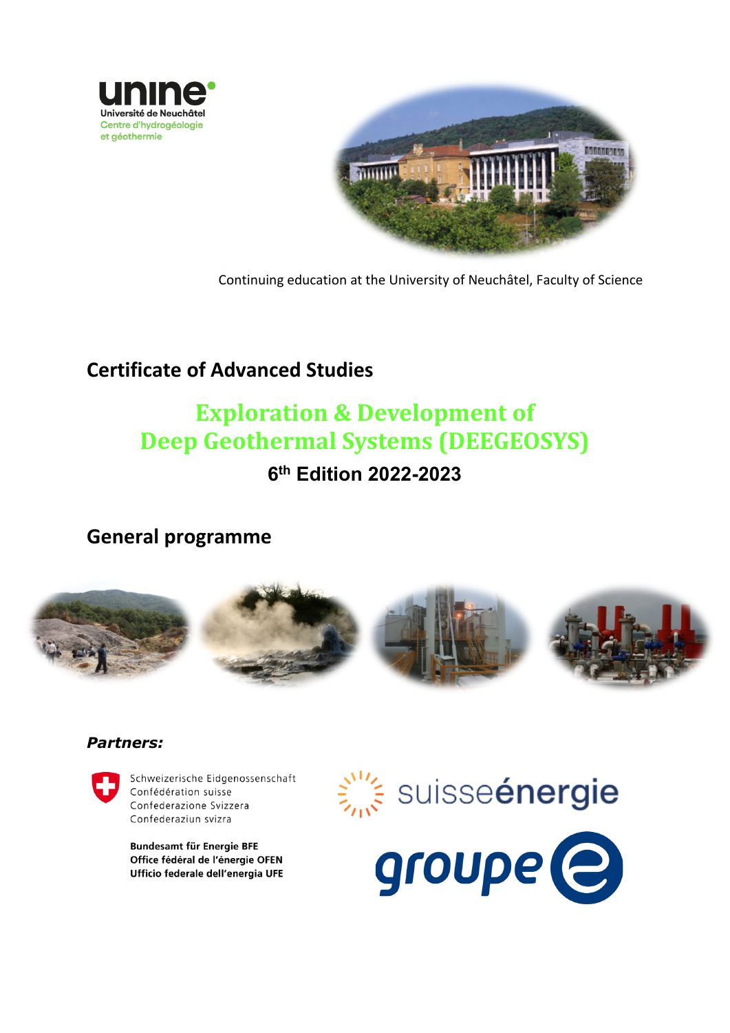unine
Université de Neuchâtel
Centre d'hydrogéologie et géothermie

Continuing education at the University of Neuchâtel, Faculty of Science

## Certificate of Advanced Studies

# Exploration & Development of Deep Geothermal Systems (DEEGEOSYS)

### 6th Edition 2022-2023

## General programme

***Partners:***

Schweizerische Eidgenossenschaft
Confédération suisse
Confederazione Svizzera
Confederaziun svizra

**Bundesamt für Energie BFE**
**Office fédéral de l'énergie OFEN**
**Ufficio federale dell'energia UFE**

suisseénergie

groupe e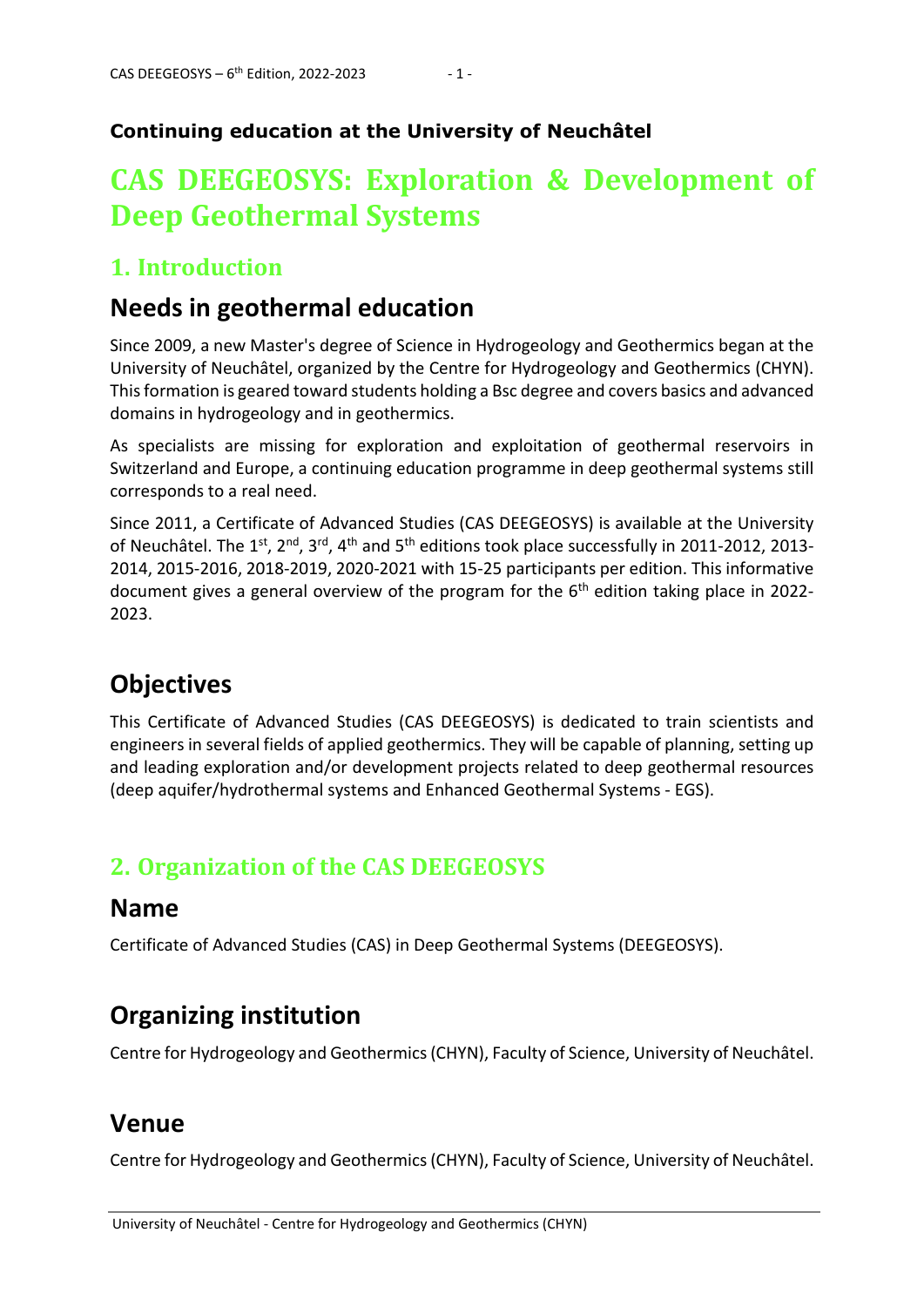**Continuing education at the University of Neuchâtel**

# CAS DEEGEOSYS: Exploration & Development of Deep Geothermal Systems

## 1. Introduction

### Needs in geothermal education

Since 2009, a new Master's degree of Science in Hydrogeology and Geothermics began at the University of Neuchâtel, organized by the Centre for Hydrogeology and Geothermics (CHYN). This formation is geared toward students holding a Bsc degree and covers basics and advanced domains in hydrogeology and in geothermics.

As specialists are missing for exploration and exploitation of geothermal reservoirs in Switzerland and Europe, a continuing education programme in deep geothermal systems still corresponds to a real need.

Since 2011, a Certificate of Advanced Studies (CAS DEEGEOSYS) is available at the University of Neuchâtel. The 1st, 2nd, 3rd, 4th and 5th editions took place successfully in 2011-2012, 2013-2014, 2015-2016, 2018-2019, 2020-2021 with 15-25 participants per edition. This informative document gives a general overview of the program for the 6th edition taking place in 2022-2023.

### Objectives

This Certificate of Advanced Studies (CAS DEEGEOSYS) is dedicated to train scientists and engineers in several fields of applied geothermics. They will be capable of planning, setting up and leading exploration and/or development projects related to deep geothermal resources (deep aquifer/hydrothermal systems and Enhanced Geothermal Systems - EGS).

## 2. Organization of the CAS DEEGEOSYS

### Name

Certificate of Advanced Studies (CAS) in Deep Geothermal Systems (DEEGEOSYS).

### Organizing institution

Centre for Hydrogeology and Geothermics (CHYN), Faculty of Science, University of Neuchâtel.

### Venue

Centre for Hydrogeology and Geothermics (CHYN), Faculty of Science, University of Neuchâtel.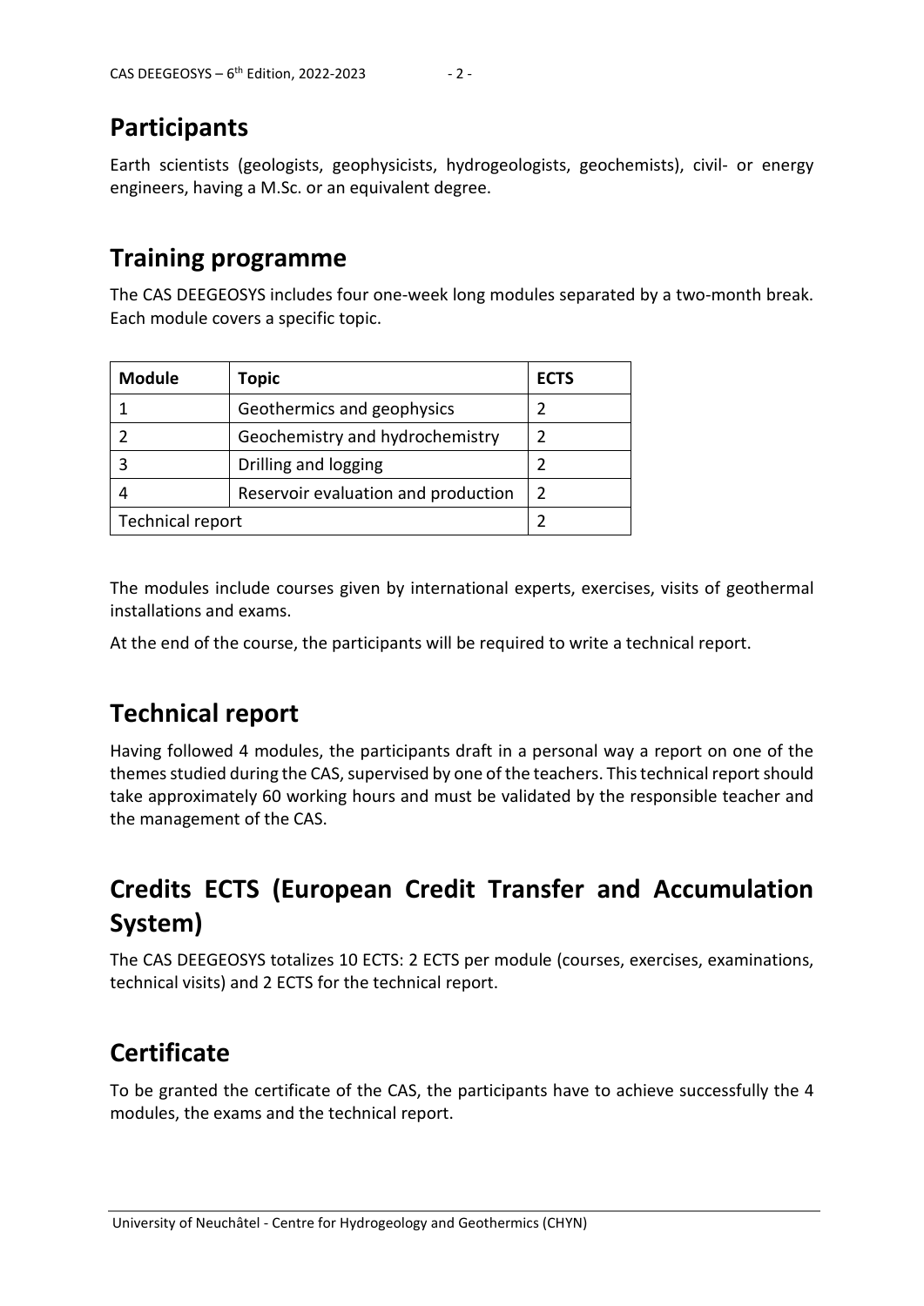## Participants

Earth scientists (geologists, geophysicists, hydrogeologists, geochemists), civil- or energy engineers, having a M.Sc. or an equivalent degree.

## Training programme

The CAS DEEGEOSYS includes four one-week long modules separated by a two-month break. Each module covers a specific topic.

| Module | Topic | ECTS |
|---|---|---|
| 1 | Geothermics and geophysics | 2 |
| 2 | Geochemistry and hydrochemistry | 2 |
| 3 | Drilling and logging | 2 |
| 4 | Reservoir evaluation and production | 2 |
| Technical report | | 2 |

The modules include courses given by international experts, exercises, visits of geothermal installations and exams.

At the end of the course, the participants will be required to write a technical report.

## Technical report

Having followed 4 modules, the participants draft in a personal way a report on one of the themes studied during the CAS, supervised by one of the teachers. This technical report should take approximately 60 working hours and must be validated by the responsible teacher and the management of the CAS.

## Credits ECTS (European Credit Transfer and Accumulation System)

The CAS DEEGEOSYS totalizes 10 ECTS: 2 ECTS per module (courses, exercises, examinations, technical visits) and 2 ECTS for the technical report.

## Certificate

To be granted the certificate of the CAS, the participants have to achieve successfully the 4 modules, the exams and the technical report.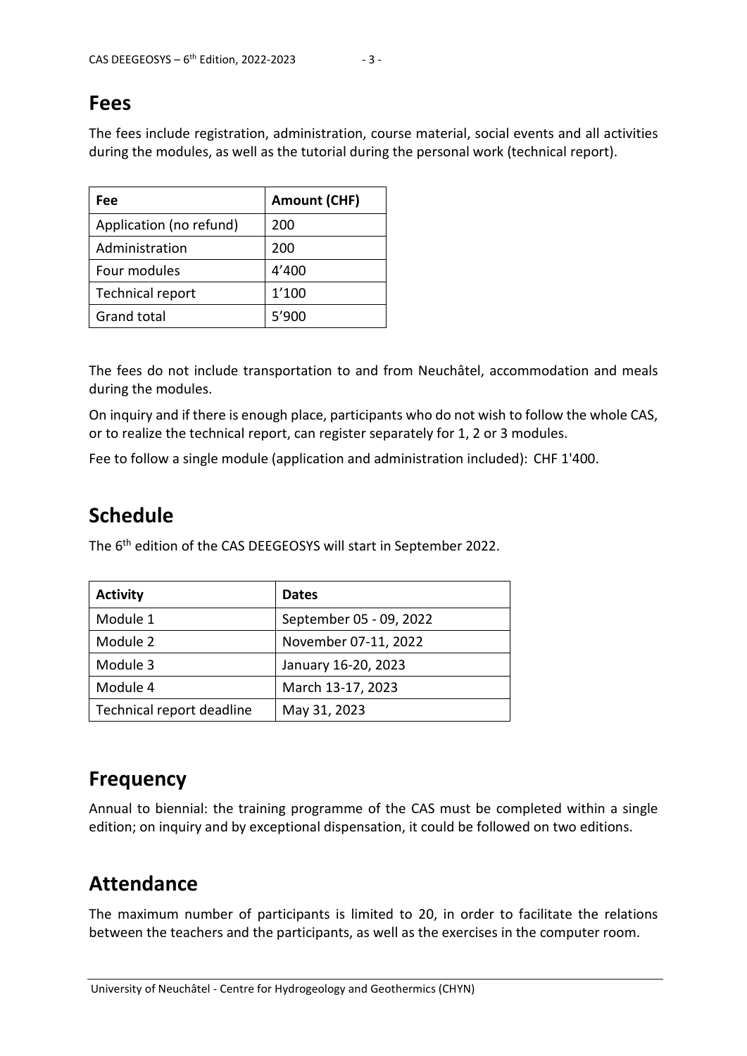## Fees

The fees include registration, administration, course material, social events and all activities during the modules, as well as the tutorial during the personal work (technical report).

| Fee | Amount (CHF) |
|---|---|
| Application (no refund) | 200 |
| Administration | 200 |
| Four modules | 4’400 |
| Technical report | 1’100 |
| Grand total | 5’900 |

The fees do not include transportation to and from Neuchâtel, accommodation and meals during the modules.

On inquiry and if there is enough place, participants who do not wish to follow the whole CAS, or to realize the technical report, can register separately for 1, 2 or 3 modules.

Fee to follow a single module (application and administration included): CHF 1'400.

## Schedule

The 6th edition of the CAS DEEGEOSYS will start in September 2022.

| Activity | Dates |
|---|---|
| Module 1 | September 05 - 09, 2022 |
| Module 2 | November 07-11, 2022 |
| Module 3 | January 16-20, 2023 |
| Module 4 | March 13-17, 2023 |
| Technical report deadline | May 31, 2023 |

## Frequency

Annual to biennial: the training programme of the CAS must be completed within a single edition; on inquiry and by exceptional dispensation, it could be followed on two editions.

## Attendance

The maximum number of participants is limited to 20, in order to facilitate the relations between the teachers and the participants, as well as the exercises in the computer room.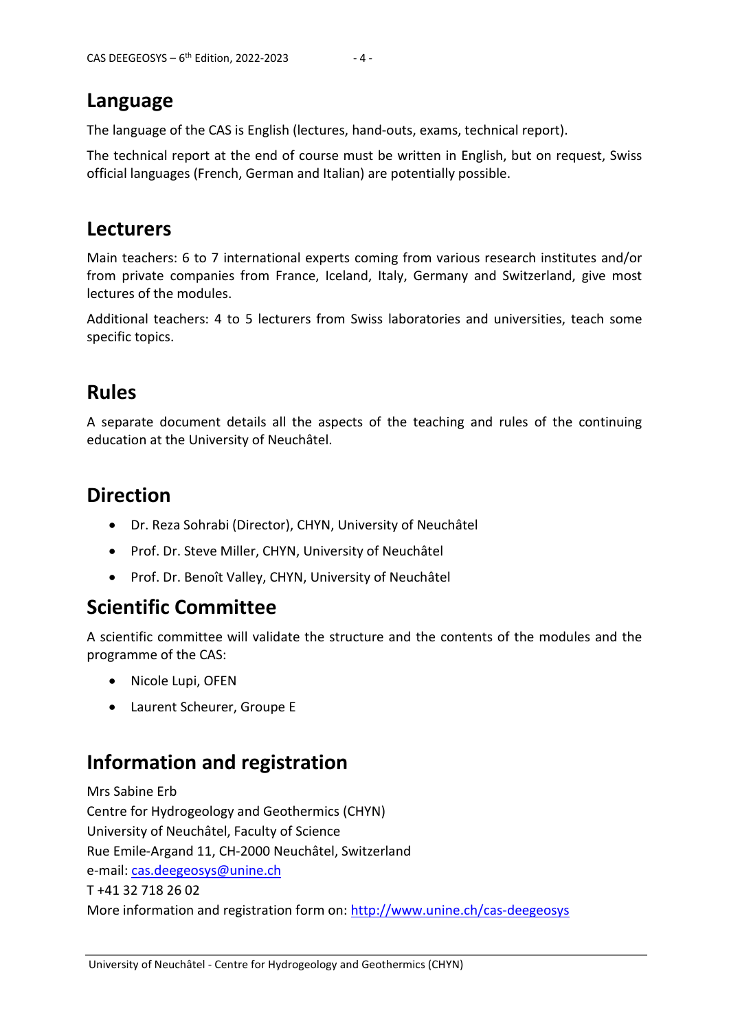## Language

The language of the CAS is English (lectures, hand-outs, exams, technical report).

The technical report at the end of course must be written in English, but on request, Swiss official languages (French, German and Italian) are potentially possible.

## Lecturers

Main teachers: 6 to 7 international experts coming from various research institutes and/or from private companies from France, Iceland, Italy, Germany and Switzerland, give most lectures of the modules.

Additional teachers: 4 to 5 lecturers from Swiss laboratories and universities, teach some specific topics.

## Rules

A separate document details all the aspects of the teaching and rules of the continuing education at the University of Neuchâtel.

## Direction

- Dr. Reza Sohrabi (Director), CHYN, University of Neuchâtel
- Prof. Dr. Steve Miller, CHYN, University of Neuchâtel
- Prof. Dr. Benoît Valley, CHYN, University of Neuchâtel

## Scientific Committee

A scientific committee will validate the structure and the contents of the modules and the programme of the CAS:

- Nicole Lupi, OFEN
- Laurent Scheurer, Groupe E

## Information and registration

Mrs Sabine Erb
Centre for Hydrogeology and Geothermics (CHYN)
University of Neuchâtel, Faculty of Science
Rue Emile-Argand 11, CH-2000 Neuchâtel, Switzerland
e-mail: cas.deegeosys@unine.ch
T +41 32 718 26 02
More information and registration form on: http://www.unine.ch/cas-deegeosys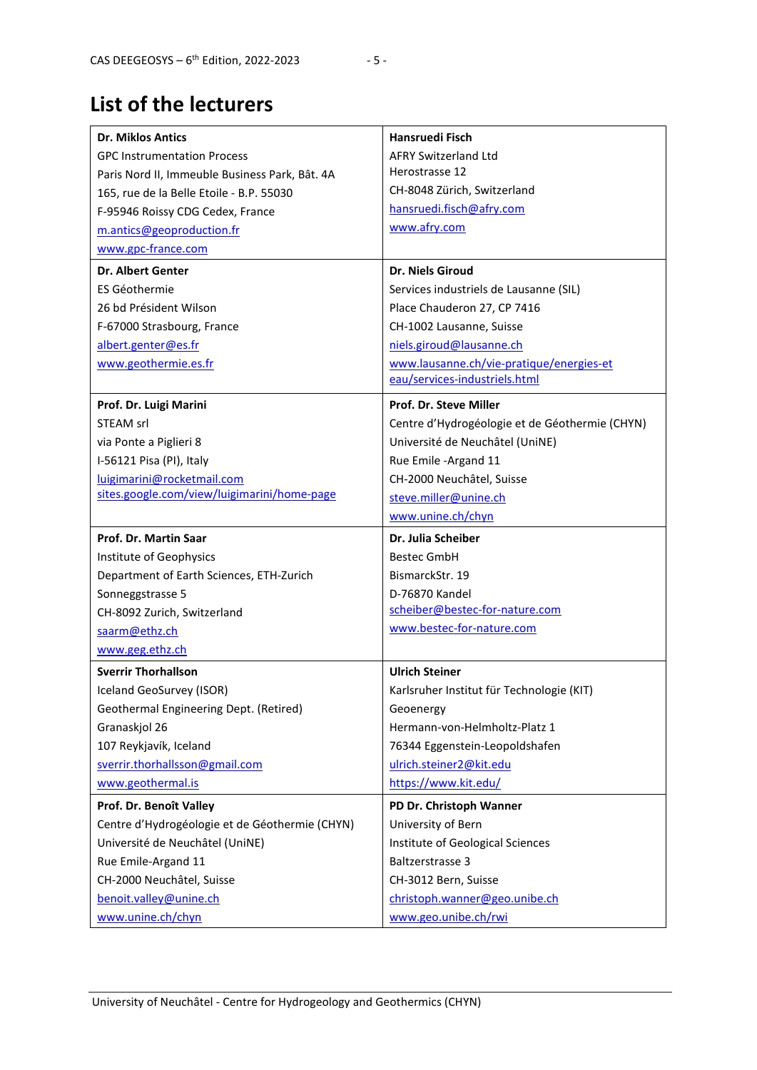# List of the lecturers

| | |
|---|---|
| **Dr. Miklos Antics**<br>GPC Instrumentation Process<br>Paris Nord II, Immeuble Business Park, Bât. 4A<br>165, rue de la Belle Etoile - B.P. 55030<br>F-95946 Roissy CDG Cedex, France<br>m.antics@geoproduction.fr<br>www.gpc-france.com | **Hansruedi Fisch**<br>AFRY Switzerland Ltd<br>Herostrasse 12<br>CH-8048 Zürich, Switzerland<br>hansruedi.fisch@afry.com<br>www.afry.com |
| **Dr. Albert Genter**<br>ES Géothermie<br>26 bd Président Wilson<br>F-67000 Strasbourg, France<br>albert.genter@es.fr<br>www.geothermie.es.fr | **Dr. Niels Giroud**<br>Services industriels de Lausanne (SIL)<br>Place Chauderon 27, CP 7416<br>CH-1002 Lausanne, Suisse<br>niels.giroud@lausanne.ch<br>www.lausanne.ch/vie-pratique/energies-et eau/services-industriels.html |
| **Prof. Dr. Luigi Marini**<br>STEAM srl<br>via Ponte a Piglieri 8<br>I-56121 Pisa (PI), Italy<br>luigimarini@rocketmail.com<br>sites.google.com/view/luigimarini/home-page | **Prof. Dr. Steve Miller**<br>Centre d'Hydrogéologie et de Géothermie (CHYN)<br>Université de Neuchâtel (UniNE)<br>Rue Emile -Argand 11<br>CH-2000 Neuchâtel, Suisse<br>steve.miller@unine.ch<br>www.unine.ch/chyn |
| **Prof. Dr. Martin Saar**<br>Institute of Geophysics<br>Department of Earth Sciences, ETH-Zurich<br>Sonneggstrasse 5<br>CH-8092 Zurich, Switzerland<br>saarm@ethz.ch<br>www.geg.ethz.ch | **Dr. Julia Scheiber**<br>Bestec GmbH<br>BismarckStr. 19<br>D-76870 Kandel<br>scheiber@bestec-for-nature.com<br>www.bestec-for-nature.com |
| **Sverrir Thorhallson**<br>Iceland GeoSurvey (ISOR)<br>Geothermal Engineering Dept. (Retired)<br>Granaskjol 26<br>107 Reykjavík, Iceland<br>sverrir.thorhallsson@gmail.com<br>www.geothermal.is | **Ulrich Steiner**<br>Karlsruher Institut für Technologie (KIT)<br>Geoenergy<br>Hermann-von-Helmholtz-Platz 1<br>76344 Eggenstein-Leopoldshafen<br>ulrich.steiner2@kit.edu<br>https://www.kit.edu/ |
| **Prof. Dr. Benoît Valley**<br>Centre d'Hydrogéologie et de Géothermie (CHYN)<br>Université de Neuchâtel (UniNE)<br>Rue Emile-Argand 11<br>CH-2000 Neuchâtel, Suisse<br>benoit.valley@unine.ch<br>www.unine.ch/chyn | **PD Dr. Christoph Wanner**<br>University of Bern<br>Institute of Geological Sciences<br>Baltzerstrasse 3<br>CH-3012 Bern, Suisse<br>christoph.wanner@geo.unibe.ch<br>www.geo.unibe.ch/rwi |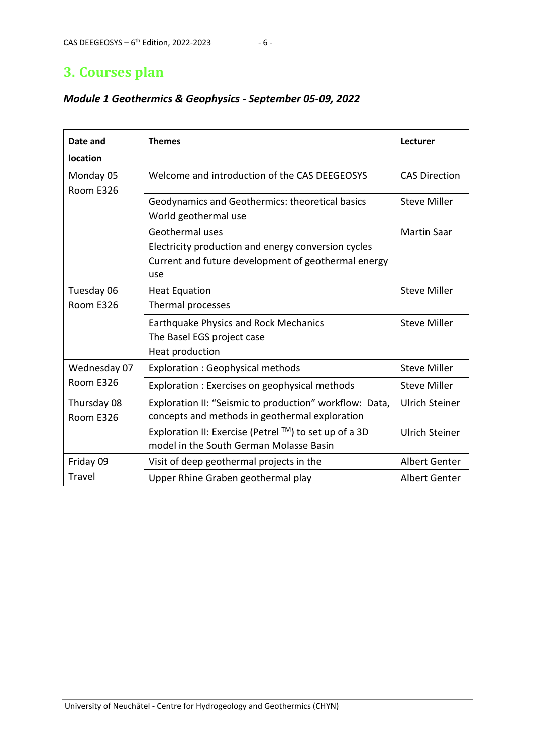## 3. Courses plan

### *Module 1 Geothermics & Geophysics - September 05-09, 2022*

| Date and location | Themes | Lecturer |
|---|---|---|
| Monday 05<br>Room E326 | Welcome and introduction of the CAS DEEGEOSYS | CAS Direction |
| | Geodynamics and Geothermics: theoretical basics<br>World geothermal use | Steve Miller |
| | Geothermal uses<br>Electricity production and energy conversion cycles<br>Current and future development of geothermal energy use | Martin Saar |
| Tuesday 06<br>Room E326 | Heat Equation<br>Thermal processes | Steve Miller |
| | Earthquake Physics and Rock Mechanics<br>The Basel EGS project case<br>Heat production | Steve Miller |
| Wednesday 07<br>Room E326 | Exploration : Geophysical methods | Steve Miller |
| | Exploration : Exercises on geophysical methods | Steve Miller |
| Thursday 08<br>Room E326 | Exploration II: "Seismic to production" workflow: Data, concepts and methods in geothermal exploration | Ulrich Steiner |
| | Exploration II: Exercise (Petrel TM) to set up of a 3D model in the South German Molasse Basin | Ulrich Steiner |
| Friday 09<br>Travel | Visit of deep geothermal projects in the | Albert Genter |
| | Upper Rhine Graben geothermal play | Albert Genter |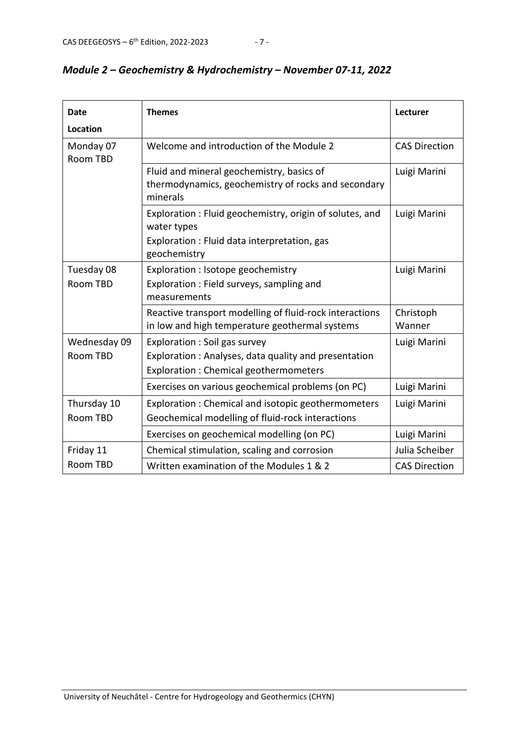### *Module 2 – Geochemistry & Hydrochemistry – November 07-11, 2022*

| Date<br>Location | Themes | Lecturer |
|---|---|---|
| Monday 07<br>Room TBD | Welcome and introduction of the Module 2 | CAS Direction |
| | Fluid and mineral geochemistry, basics of thermodynamics, geochemistry of rocks and secondary minerals | Luigi Marini |
| | Exploration : Fluid geochemistry, origin of solutes, and water types<br>Exploration : Fluid data interpretation, gas geochemistry | Luigi Marini |
| Tuesday 08<br>Room TBD | Exploration : Isotope geochemistry<br>Exploration : Field surveys, sampling and measurements | Luigi Marini |
| | Reactive transport modelling of fluid-rock interactions in low and high temperature geothermal systems | Christoph Wanner |
| Wednesday 09<br>Room TBD | Exploration : Soil gas survey<br>Exploration : Analyses, data quality and presentation<br>Exploration : Chemical geothermometers | Luigi Marini |
| | Exercises on various geochemical problems (on PC) | Luigi Marini |
| Thursday 10<br>Room TBD | Exploration : Chemical and isotopic geothermometers<br>Geochemical modelling of fluid-rock interactions | Luigi Marini |
| | Exercises on geochemical modelling (on PC) | Luigi Marini |
| Friday 11<br>Room TBD | Chemical stimulation, scaling and corrosion | Julia Scheiber |
| | Written examination of the Modules 1 & 2 | CAS Direction |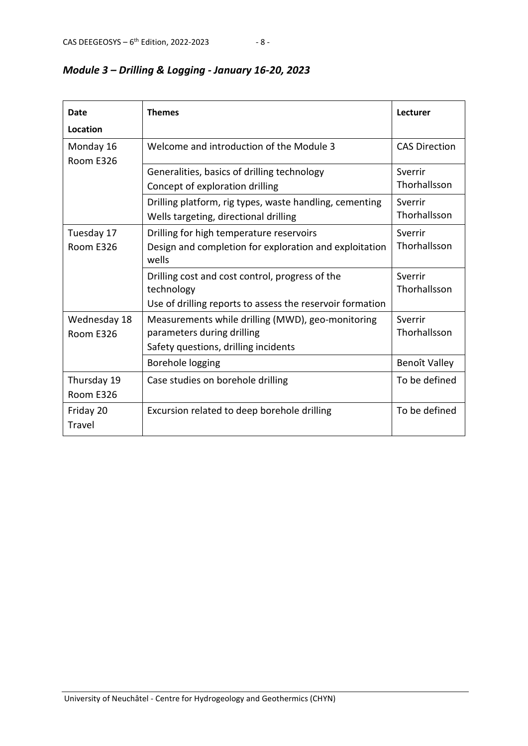## *Module 3 – Drilling & Logging - January 16-20, 2023*

| Date<br>Location | Themes | Lecturer |
|---|---|---|
| Monday 16<br>Room E326 | Welcome and introduction of the Module 3 | CAS Direction |
| | Generalities, basics of drilling technology<br>Concept of exploration drilling | Sverrir Thorhallsson |
| | Drilling platform, rig types, waste handling, cementing<br>Wells targeting, directional drilling | Sverrir Thorhallsson |
| Tuesday 17<br>Room E326 | Drilling for high temperature reservoirs<br>Design and completion for exploration and exploitation wells | Sverrir Thorhallsson |
| | Drilling cost and cost control, progress of the technology<br>Use of drilling reports to assess the reservoir formation | Sverrir Thorhallsson |
| Wednesday 18<br>Room E326 | Measurements while drilling (MWD), geo-monitoring parameters during drilling<br>Safety questions, drilling incidents | Sverrir Thorhallsson |
| | Borehole logging | Benoît Valley |
| Thursday 19<br>Room E326 | Case studies on borehole drilling | To be defined |
| Friday 20<br>Travel | Excursion related to deep borehole drilling | To be defined |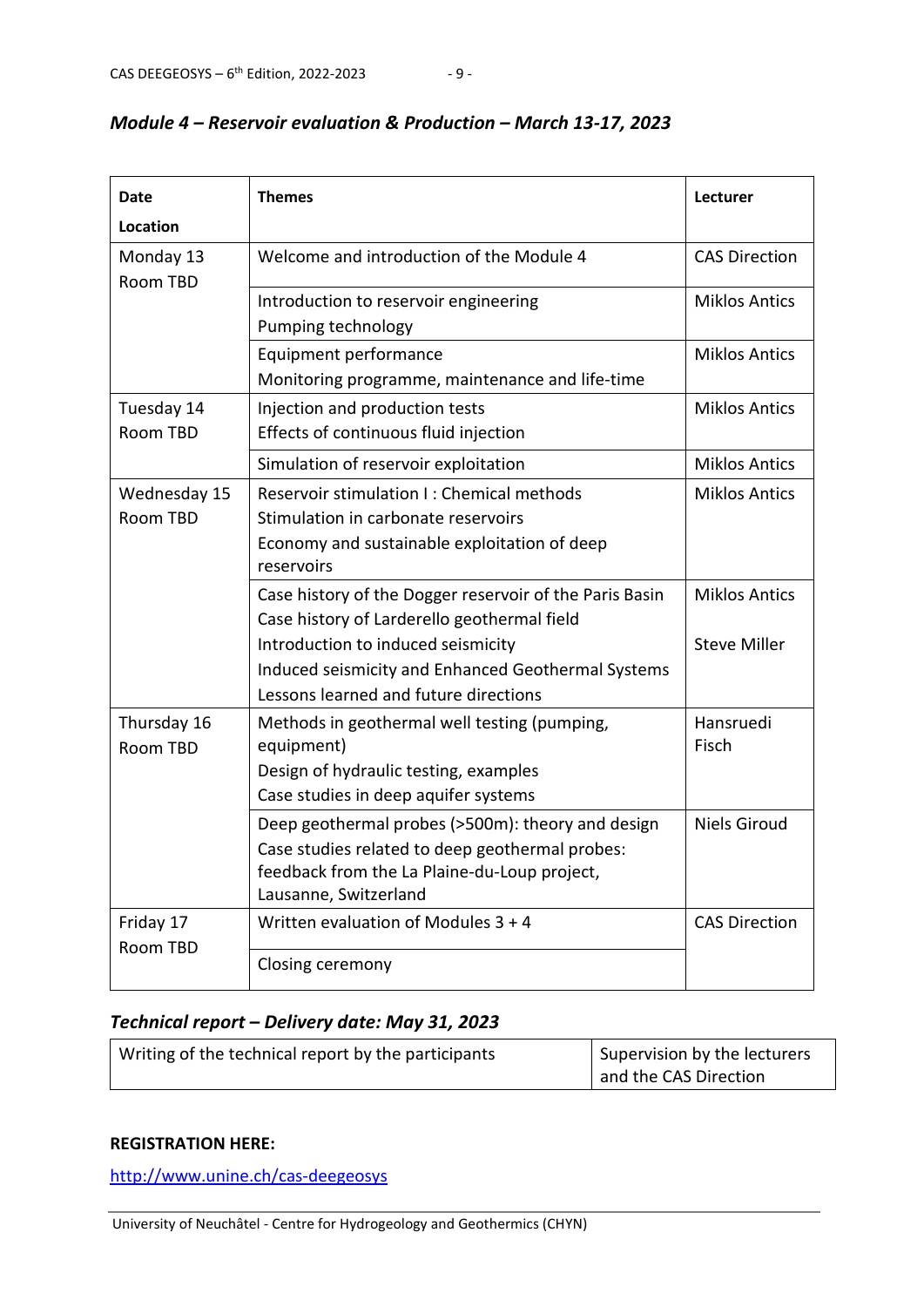## *Module 4 – Reservoir evaluation & Production – March 13-17, 2023*

| Date<br>Location | Themes | Lecturer |
|---|---|---|
| Monday 13<br>Room TBD | Welcome and introduction of the Module 4 | CAS Direction |
| | Introduction to reservoir engineering<br>Pumping technology | Miklos Antics |
| | Equipment performance<br>Monitoring programme, maintenance and life-time | Miklos Antics |
| Tuesday 14<br>Room TBD | Injection and production tests<br>Effects of continuous fluid injection | Miklos Antics |
| | Simulation of reservoir exploitation | Miklos Antics |
| Wednesday 15<br>Room TBD | Reservoir stimulation I : Chemical methods<br>Stimulation in carbonate reservoirs<br>Economy and sustainable exploitation of deep reservoirs | Miklos Antics |
| | Case history of the Dogger reservoir of the Paris Basin<br>Case history of Larderello geothermal field<br>Introduction to induced seismicity<br>Induced seismicity and Enhanced Geothermal Systems<br>Lessons learned and future directions | Miklos Antics<br><br>Steve Miller |
| Thursday 16<br>Room TBD | Methods in geothermal well testing (pumping, equipment)<br>Design of hydraulic testing, examples<br>Case studies in deep aquifer systems | Hansruedi Fisch |
| | Deep geothermal probes (>500m): theory and design<br>Case studies related to deep geothermal probes: feedback from the La Plaine-du-Loup project, Lausanne, Switzerland | Niels Giroud |
| Friday 17<br>Room TBD | Written evaluation of Modules 3 + 4 | CAS Direction |
| | Closing ceremony | |

## *Technical report – Delivery date: May 31, 2023*

| | |
|---|---|
| Writing of the technical report by the participants | Supervision by the lecturers and the CAS Direction |

**REGISTRATION HERE:**

http://www.unine.ch/cas-deegeosys